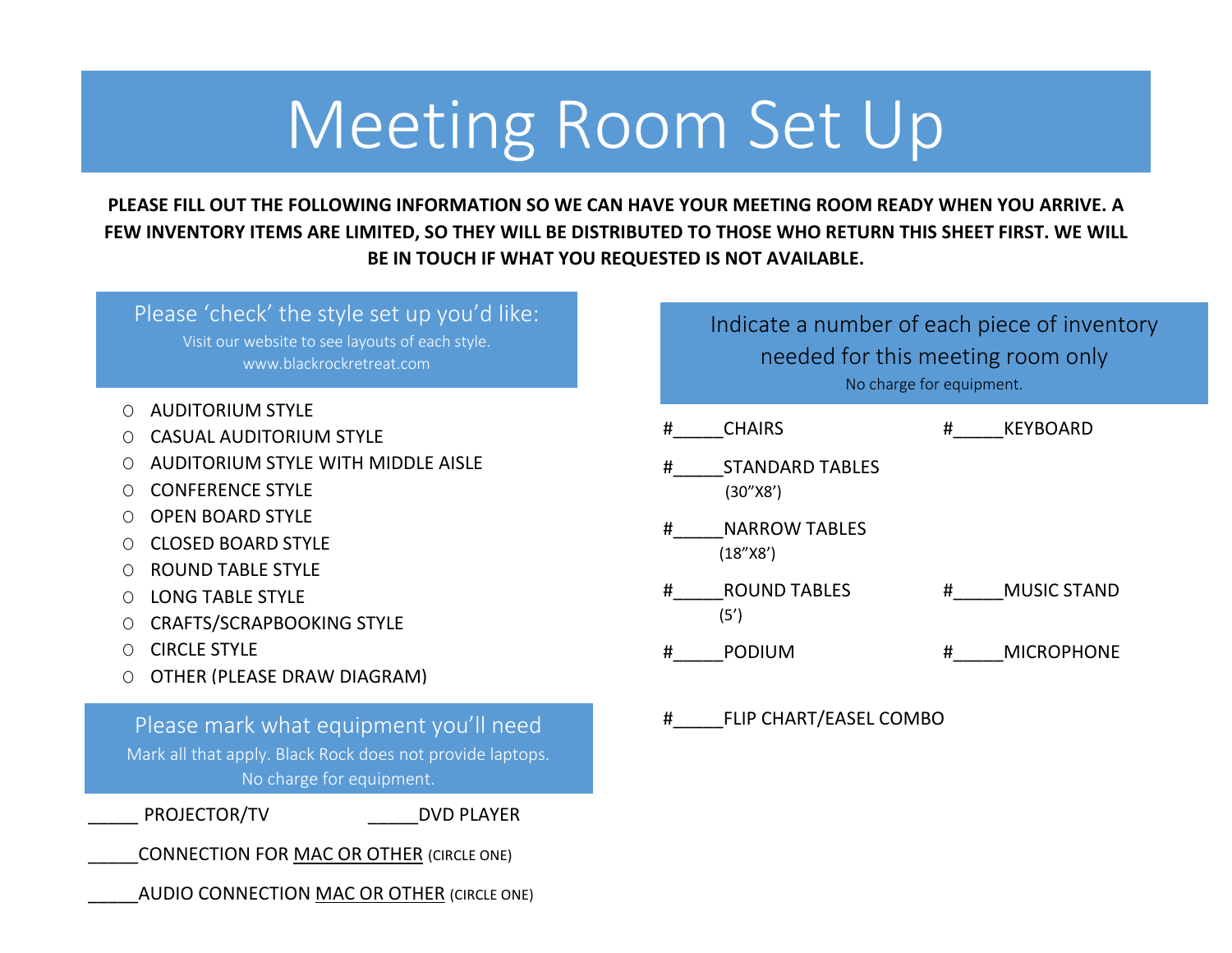# Meeting Room Set Up

**PLEASE FILL OUT THE FOLLOWING INFORMATION SO WE CAN HAVE YOUR MEETING ROOM READY WHEN YOU ARRIVE. A FEW INVENTORY ITEMS ARE LIMITED, SO THEY WILL BE DISTRIBUTED TO THOSE WHO RETURN THIS SHEET FIRST. WE WILL BE IN TOUCH IF WHAT YOU REQUESTED IS NOT AVAILABLE.**

## Please 'check' the style set up you'd like:

Visit our website to see layouts of each style.
www.blackrockretreat.com

- ○ AUDITORIUM STYLE
- ○ CASUAL AUDITORIUM STYLE
- ○ AUDITORIUM STYLE WITH MIDDLE AISLE
- ○ CONFERENCE STYLE
- ○ OPEN BOARD STYLE
- ○ CLOSED BOARD STYLE
- ○ ROUND TABLE STYLE
- ○ LONG TABLE STYLE
- ○ CRAFTS/SCRAPBOOKING STYLE
- ○ CIRCLE STYLE
- ○ OTHER (PLEASE DRAW DIAGRAM)

## Please mark what equipment you'll need

Mark all that apply. Black Rock does not provide laptops.
No charge for equipment.

_____ PROJECTOR/TV _____DVD PLAYER

_____CONNECTION FOR MAC OR OTHER (CIRCLE ONE)

_____AUDIO CONNECTION MAC OR OTHER (CIRCLE ONE)

## Indicate a number of each piece of inventory needed for this meeting room only

No charge for equipment.

#_____CHAIRS #_____KEYBOARD

#_____STANDARD TABLES (30"X8')

#_____NARROW TABLES (18"X8')

#_____ROUND TABLES (5') #_____MUSIC STAND

#_____PODIUM #_____MICROPHONE

#_____FLIP CHART/EASEL COMBO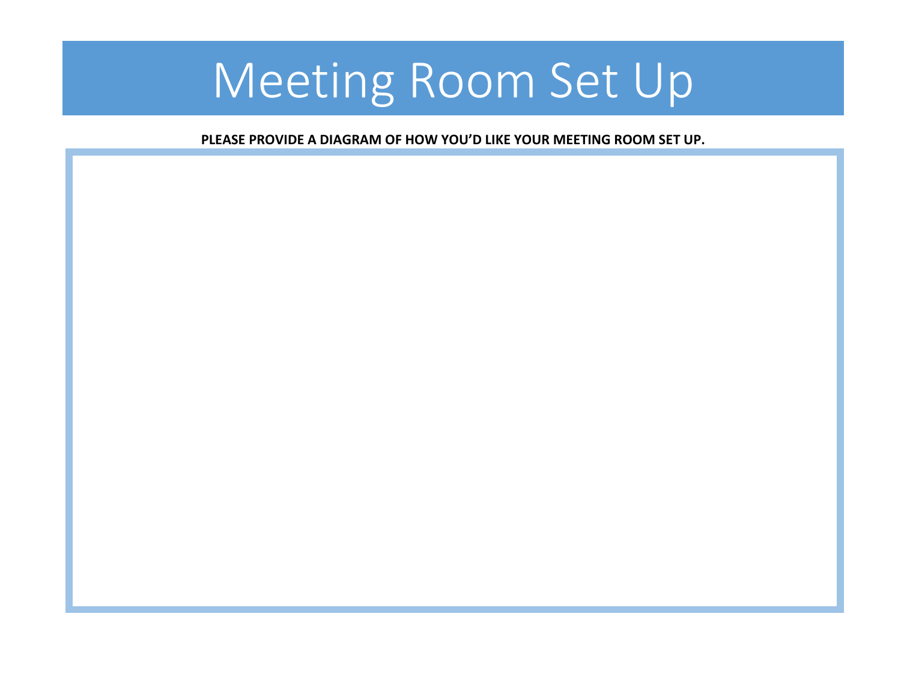# Meeting Room Set Up

**PLEASE PROVIDE A DIAGRAM OF HOW YOU'D LIKE YOUR MEETING ROOM SET UP.**